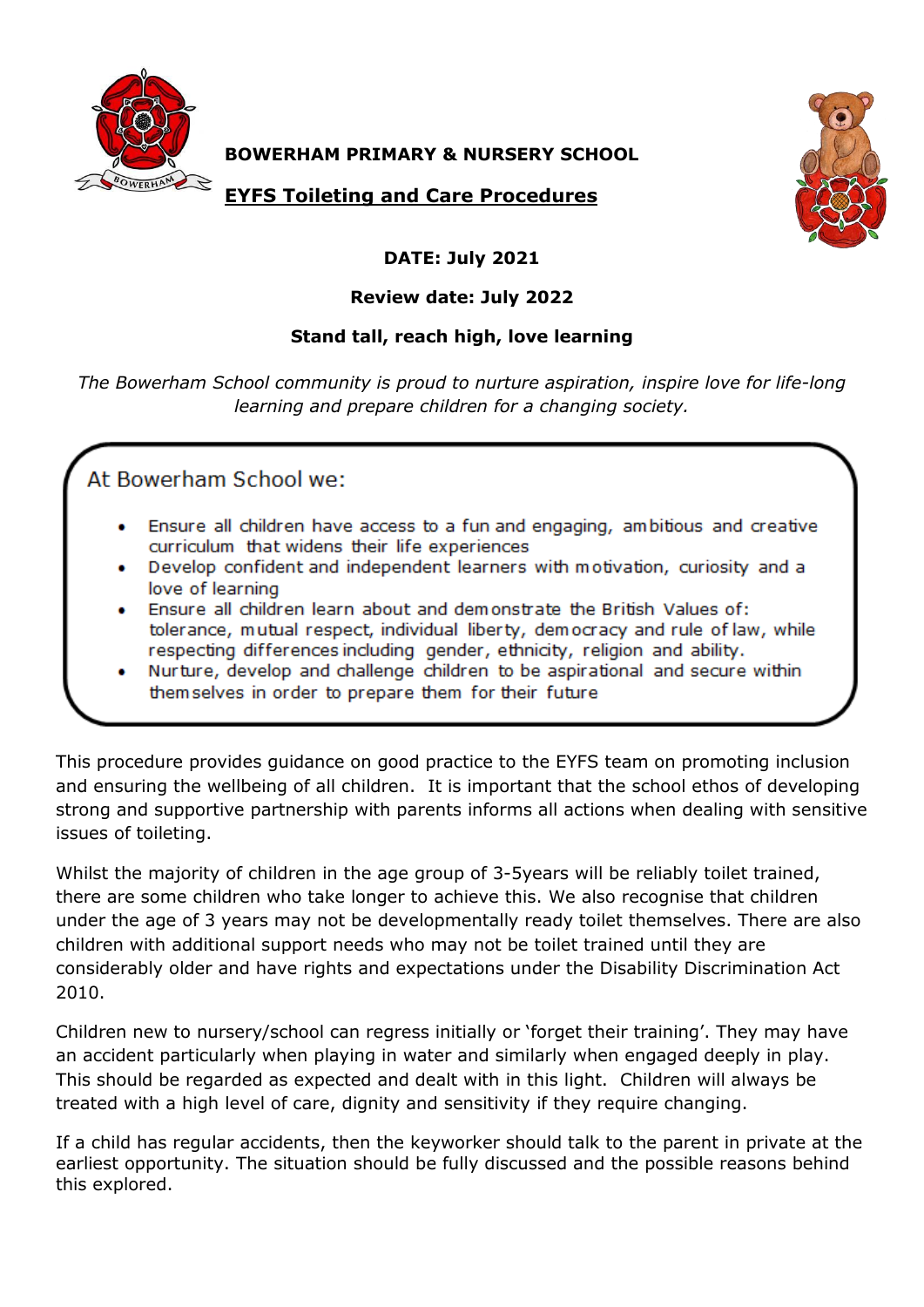**BOWERHAM PRIMARY & NURSERY SCHOOL**

# EYFS Toileting and Care Procedures

**DATE: July 2021**

**Review date: July 2022**

**Stand tall, reach high, love learning**

*The Bowerham School community is proud to nurture aspiration, inspire love for life-long learning and prepare children for a changing society.*

At Bowerham School we:

- Ensure all children have access to a fun and engaging, ambitious and creative curriculum that widens their life experiences
- Develop confident and independent learners with motivation, curiosity and a love of learning
- Ensure all children learn about and demonstrate the British Values of: tolerance, mutual respect, individual liberty, democracy and rule of law, while respecting differences including gender, ethnicity, religion and ability.
- Nurture, develop and challenge children to be aspirational and secure within themselves in order to prepare them for their future

This procedure provides guidance on good practice to the EYFS team on promoting inclusion and ensuring the wellbeing of all children. It is important that the school ethos of developing strong and supportive partnership with parents informs all actions when dealing with sensitive issues of toileting.

Whilst the majority of children in the age group of 3-5years will be reliably toilet trained, there are some children who take longer to achieve this. We also recognise that children under the age of 3 years may not be developmentally ready toilet themselves. There are also children with additional support needs who may not be toilet trained until they are considerably older and have rights and expectations under the Disability Discrimination Act 2010.

Children new to nursery/school can regress initially or 'forget their training'. They may have an accident particularly when playing in water and similarly when engaged deeply in play. This should be regarded as expected and dealt with in this light. Children will always be treated with a high level of care, dignity and sensitivity if they require changing.

If a child has regular accidents, then the keyworker should talk to the parent in private at the earliest opportunity. The situation should be fully discussed and the possible reasons behind this explored.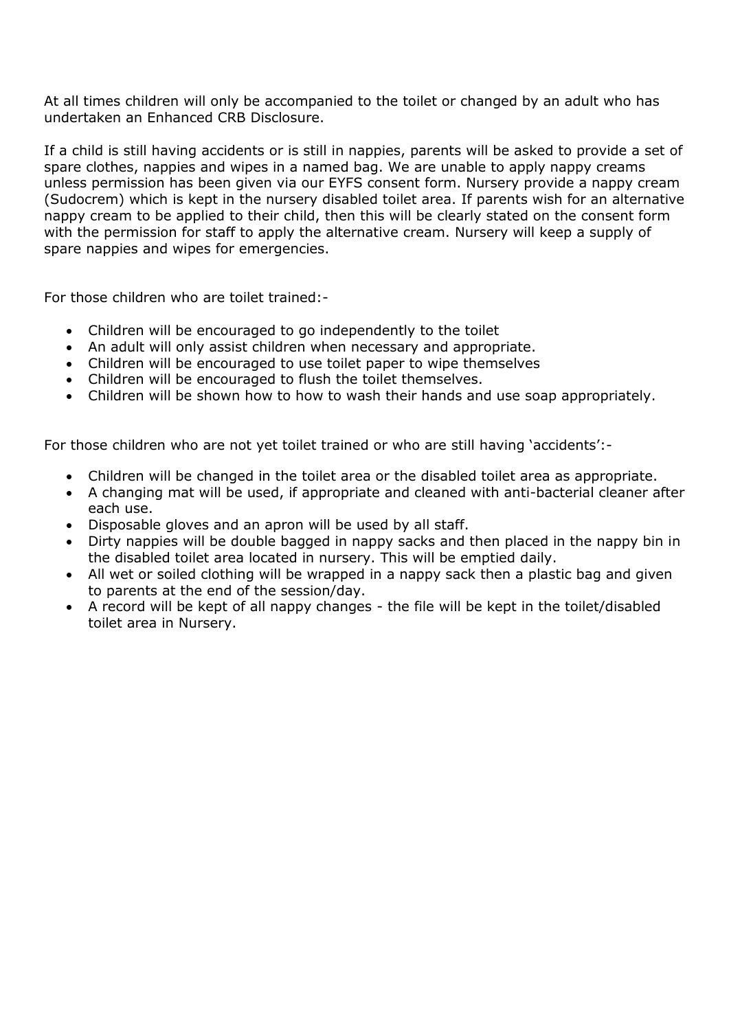At all times children will only be accompanied to the toilet or changed by an adult who has undertaken an Enhanced CRB Disclosure.

If a child is still having accidents or is still in nappies, parents will be asked to provide a set of spare clothes, nappies and wipes in a named bag. We are unable to apply nappy creams unless permission has been given via our EYFS consent form. Nursery provide a nappy cream (Sudocrem) which is kept in the nursery disabled toilet area. If parents wish for an alternative nappy cream to be applied to their child, then this will be clearly stated on the consent form with the permission for staff to apply the alternative cream. Nursery will keep a supply of spare nappies and wipes for emergencies.

For those children who are toilet trained:-

- Children will be encouraged to go independently to the toilet
- An adult will only assist children when necessary and appropriate.
- Children will be encouraged to use toilet paper to wipe themselves
- Children will be encouraged to flush the toilet themselves.
- Children will be shown how to how to wash their hands and use soap appropriately.

For those children who are not yet toilet trained or who are still having 'accidents':-

- Children will be changed in the toilet area or the disabled toilet area as appropriate.
- A changing mat will be used, if appropriate and cleaned with anti-bacterial cleaner after each use.
- Disposable gloves and an apron will be used by all staff.
- Dirty nappies will be double bagged in nappy sacks and then placed in the nappy bin in the disabled toilet area located in nursery. This will be emptied daily.
- All wet or soiled clothing will be wrapped in a nappy sack then a plastic bag and given to parents at the end of the session/day.
- A record will be kept of all nappy changes - the file will be kept in the toilet/disabled toilet area in Nursery.